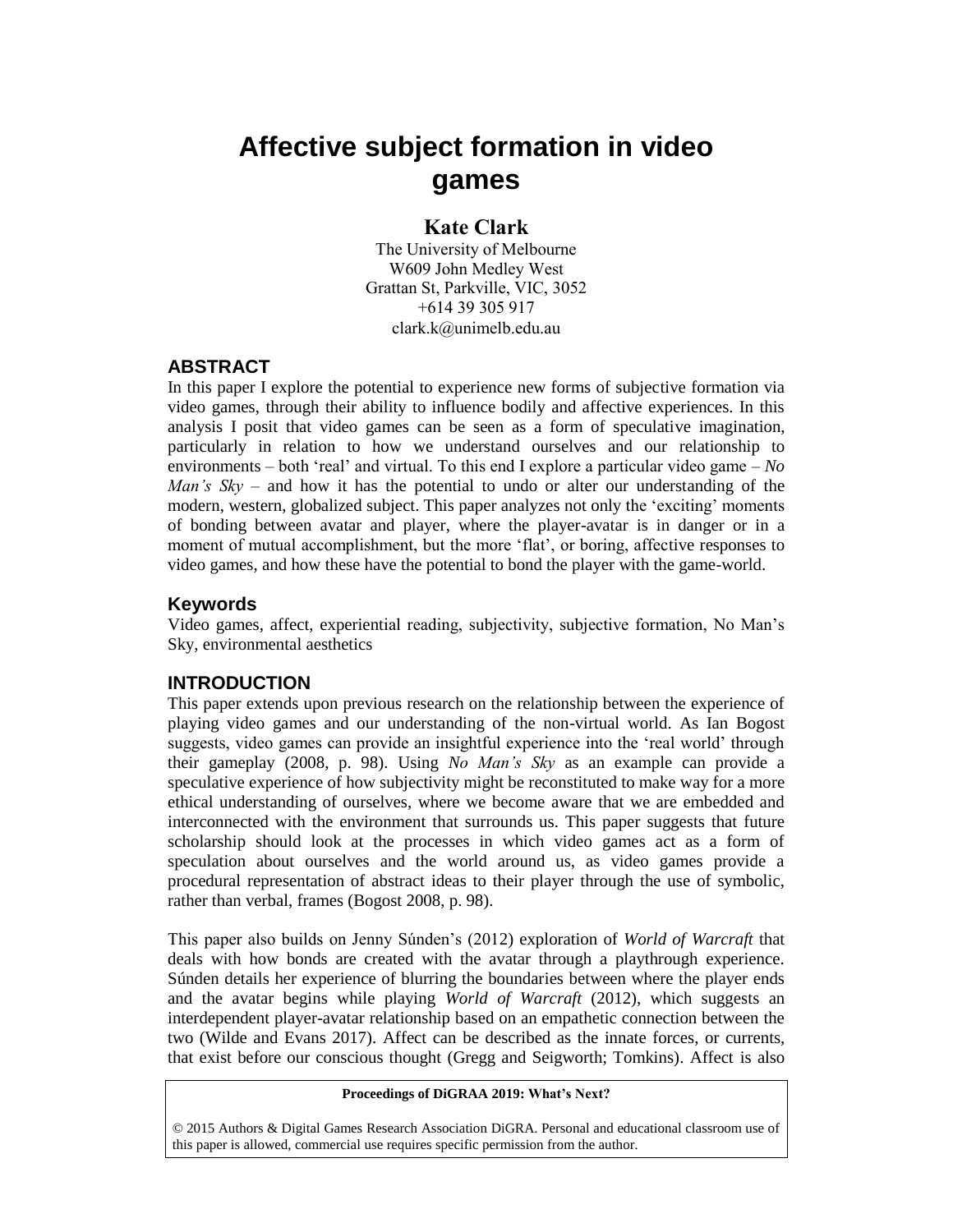# Affective subject formation in video games

**Kate Clark**

The University of Melbourne
W609 John Medley West
Grattan St, Parkville, VIC, 3052
+614 39 305 917
clark.k@unimelb.edu.au

## ABSTRACT

In this paper I explore the potential to experience new forms of subjective formation via video games, through their ability to influence bodily and affective experiences. In this analysis I posit that video games can be seen as a form of speculative imagination, particularly in relation to how we understand ourselves and our relationship to environments – both 'real' and virtual. To this end I explore a particular video game – *No Man's Sky* – and how it has the potential to undo or alter our understanding of the modern, western, globalized subject. This paper analyzes not only the 'exciting' moments of bonding between avatar and player, where the player-avatar is in danger or in a moment of mutual accomplishment, but the more 'flat', or boring, affective responses to video games, and how these have the potential to bond the player with the game-world.

### Keywords

Video games, affect, experiential reading, subjectivity, subjective formation, No Man's Sky, environmental aesthetics

## INTRODUCTION

This paper extends upon previous research on the relationship between the experience of playing video games and our understanding of the non-virtual world. As Ian Bogost suggests, video games can provide an insightful experience into the 'real world' through their gameplay (2008, p. 98). Using *No Man's Sky* as an example can provide a speculative experience of how subjectivity might be reconstituted to make way for a more ethical understanding of ourselves, where we become aware that we are embedded and interconnected with the environment that surrounds us. This paper suggests that future scholarship should look at the processes in which video games act as a form of speculation about ourselves and the world around us, as video games provide a procedural representation of abstract ideas to their player through the use of symbolic, rather than verbal, frames (Bogost 2008, p. 98).

This paper also builds on Jenny Súnden's (2012) exploration of *World of Warcraft* that deals with how bonds are created with the avatar through a playthrough experience. Súnden details her experience of blurring the boundaries between where the player ends and the avatar begins while playing *World of Warcraft* (2012), which suggests an interdependent player-avatar relationship based on an empathetic connection between the two (Wilde and Evans 2017). Affect can be described as the innate forces, or currents, that exist before our conscious thought (Gregg and Seigworth; Tomkins). Affect is also

**Proceedings of DiGRAA 2019: What's Next?**

© 2015 Authors & Digital Games Research Association DiGRA. Personal and educational classroom use of this paper is allowed, commercial use requires specific permission from the author.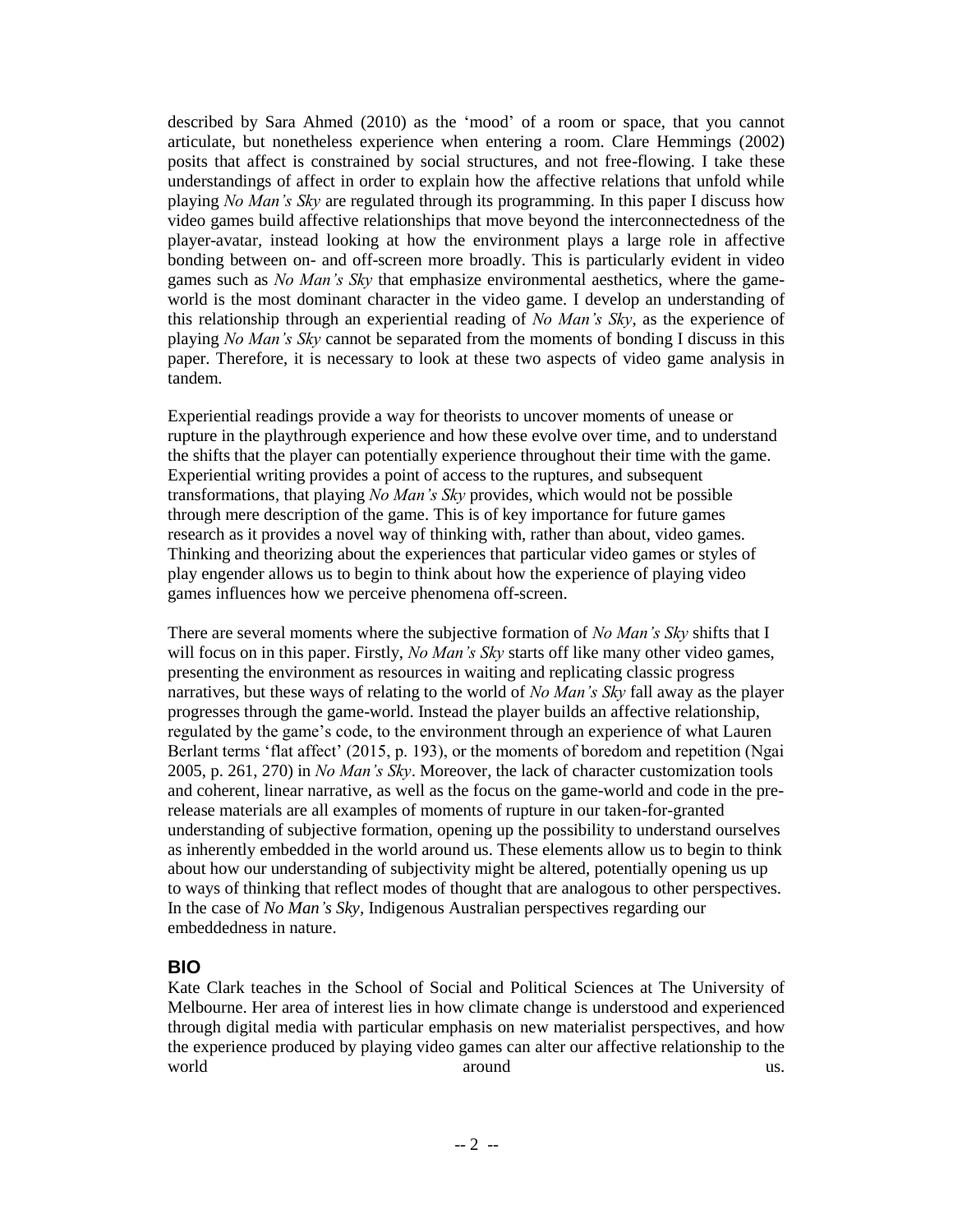described by Sara Ahmed (2010) as the 'mood' of a room or space, that you cannot articulate, but nonetheless experience when entering a room. Clare Hemmings (2002) posits that affect is constrained by social structures, and not free-flowing. I take these understandings of affect in order to explain how the affective relations that unfold while playing *No Man's Sky* are regulated through its programming. In this paper I discuss how video games build affective relationships that move beyond the interconnectedness of the player-avatar, instead looking at how the environment plays a large role in affective bonding between on- and off-screen more broadly. This is particularly evident in video games such as *No Man's Sky* that emphasize environmental aesthetics, where the game-world is the most dominant character in the video game. I develop an understanding of this relationship through an experiential reading of *No Man's Sky*, as the experience of playing *No Man's Sky* cannot be separated from the moments of bonding I discuss in this paper. Therefore, it is necessary to look at these two aspects of video game analysis in tandem.

Experiential readings provide a way for theorists to uncover moments of unease or rupture in the playthrough experience and how these evolve over time, and to understand the shifts that the player can potentially experience throughout their time with the game. Experiential writing provides a point of access to the ruptures, and subsequent transformations, that playing *No Man's Sky* provides, which would not be possible through mere description of the game. This is of key importance for future games research as it provides a novel way of thinking with, rather than about, video games. Thinking and theorizing about the experiences that particular video games or styles of play engender allows us to begin to think about how the experience of playing video games influences how we perceive phenomena off-screen.

There are several moments where the subjective formation of *No Man's Sky* shifts that I will focus on in this paper. Firstly, *No Man's Sky* starts off like many other video games, presenting the environment as resources in waiting and replicating classic progress narratives, but these ways of relating to the world of *No Man's Sky* fall away as the player progresses through the game-world. Instead the player builds an affective relationship, regulated by the game's code, to the environment through an experience of what Lauren Berlant terms 'flat affect' (2015, p. 193), or the moments of boredom and repetition (Ngai 2005, p. 261, 270) in *No Man's Sky*. Moreover, the lack of character customization tools and coherent, linear narrative, as well as the focus on the game-world and code in the pre-release materials are all examples of moments of rupture in our taken-for-granted understanding of subjective formation, opening up the possibility to understand ourselves as inherently embedded in the world around us. These elements allow us to begin to think about how our understanding of subjectivity might be altered, potentially opening us up to ways of thinking that reflect modes of thought that are analogous to other perspectives. In the case of *No Man's Sky*, Indigenous Australian perspectives regarding our embeddedness in nature.

## BIO

Kate Clark teaches in the School of Social and Political Sciences at The University of Melbourne. Her area of interest lies in how climate change is understood and experienced through digital media with particular emphasis on new materialist perspectives, and how the experience produced by playing video games can alter our affective relationship to the world around us.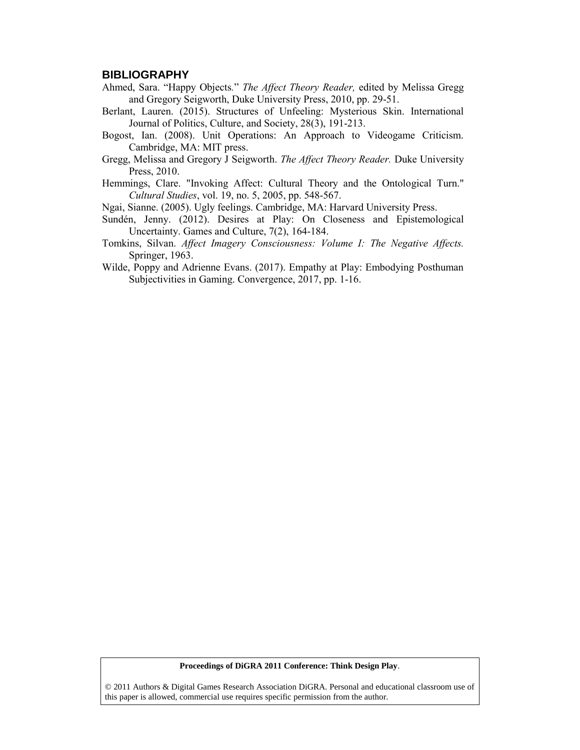## BIBLIOGRAPHY

Ahmed, Sara. "Happy Objects." *The Affect Theory Reader,* edited by Melissa Gregg and Gregory Seigworth, Duke University Press, 2010, pp. 29-51.

Berlant, Lauren. (2015). Structures of Unfeeling: Mysterious Skin. International Journal of Politics, Culture, and Society, 28(3), 191-213.

Bogost, Ian. (2008). Unit Operations: An Approach to Videogame Criticism. Cambridge, MA: MIT press.

Gregg, Melissa and Gregory J Seigworth. *The Affect Theory Reader.* Duke University Press, 2010.

Hemmings, Clare. "Invoking Affect: Cultural Theory and the Ontological Turn." *Cultural Studies*, vol. 19, no. 5, 2005, pp. 548-567.

Ngai, Sianne. (2005). Ugly feelings. Cambridge, MA: Harvard University Press.

Sundén, Jenny. (2012). Desires at Play: On Closeness and Epistemological Uncertainty. Games and Culture, 7(2), 164-184.

Tomkins, Silvan. *Affect Imagery Consciousness: Volume I: The Negative Affects.* Springer, 1963.

Wilde, Poppy and Adrienne Evans. (2017). Empathy at Play: Embodying Posthuman Subjectivities in Gaming. Convergence, 2017, pp. 1-16.

**Proceedings of DiGRA 2011 Conference: Think Design Play**.

© 2011 Authors & Digital Games Research Association DiGRA. Personal and educational classroom use of this paper is allowed, commercial use requires specific permission from the author.